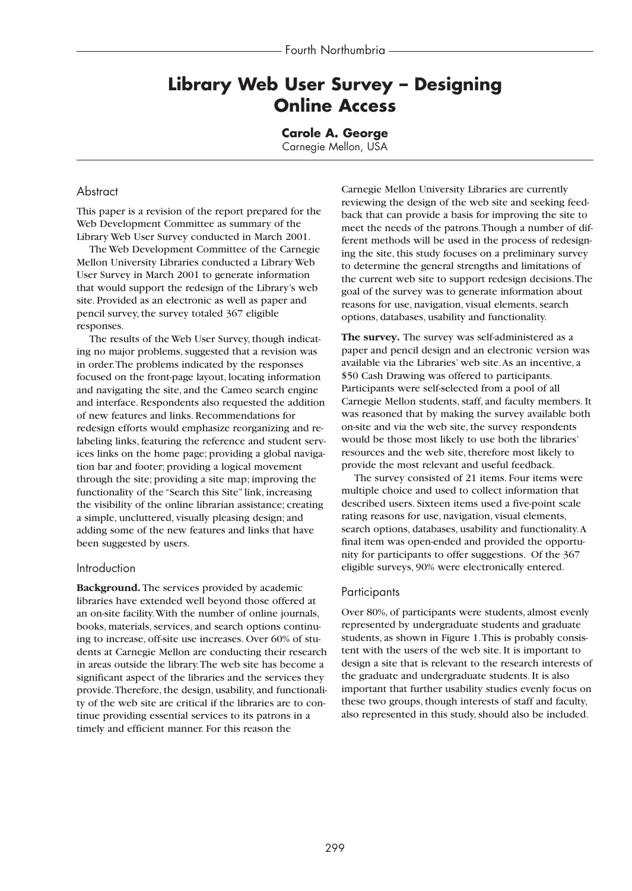# Library Web User Survey – Designing Online Access

**Carole A. George**
Carnegie Mellon, USA

## Abstract

This paper is a revision of the report prepared for the Web Development Committee as summary of the Library Web User Survey conducted in March 2001.

The Web Development Committee of the Carnegie Mellon University Libraries conducted a Library Web User Survey in March 2001 to generate information that would support the redesign of the Library's web site. Provided as an electronic as well as paper and pencil survey, the survey totaled 367 eligible responses.

The results of the Web User Survey, though indicating no major problems, suggested that a revision was in order. The problems indicated by the responses focused on the front-page layout, locating information and navigating the site, and the Cameo search engine and interface. Respondents also requested the addition of new features and links. Recommendations for redesign efforts would emphasize reorganizing and relabeling links, featuring the reference and student services links on the home page; providing a global navigation bar and footer; providing a logical movement through the site; providing a site map; improving the functionality of the "Search this Site" link, increasing the visibility of the online librarian assistance; creating a simple, uncluttered, visually pleasing design; and adding some of the new features and links that have been suggested by users.

## Introduction

**Background.** The services provided by academic libraries have extended well beyond those offered at an on-site facility. With the number of online journals, books, materials, services, and search options continuing to increase, off-site use increases. Over 60% of students at Carnegie Mellon are conducting their research in areas outside the library. The web site has become a significant aspect of the libraries and the services they provide. Therefore, the design, usability, and functionality of the web site are critical if the libraries are to continue providing essential services to its patrons in a timely and efficient manner. For this reason the Carnegie Mellon University Libraries are currently reviewing the design of the web site and seeking feedback that can provide a basis for improving the site to meet the needs of the patrons. Though a number of different methods will be used in the process of redesigning the site, this study focuses on a preliminary survey to determine the general strengths and limitations of the current web site to support redesign decisions. The goal of the survey was to generate information about reasons for use, navigation, visual elements, search options, databases, usability and functionality.

**The survey.** The survey was self-administered as a paper and pencil design and an electronic version was available via the Libraries' web site. As an incentive, a $50 Cash Drawing was offered to participants. Participants were self-selected from a pool of all Carnegie Mellon students, staff, and faculty members. It was reasoned that by making the survey available both on-site and via the web site, the survey respondents would be those most likely to use both the libraries' resources and the web site, therefore most likely to provide the most relevant and useful feedback.

The survey consisted of 21 items. Four items were multiple choice and used to collect information that described users. Sixteen items used a five-point scale rating reasons for use, navigation, visual elements, search options, databases, usability and functionality. A final item was open-ended and provided the opportunity for participants to offer suggestions. Of the 367 eligible surveys, 90% were electronically entered.

## Participants

Over 80%, of participants were students, almost evenly represented by undergraduate students and graduate students, as shown in Figure 1. This is probably consistent with the users of the web site. It is important to design a site that is relevant to the research interests of the graduate and undergraduate students. It is also important that further usability studies evenly focus on these two groups, though interests of staff and faculty, also represented in this study, should also be included.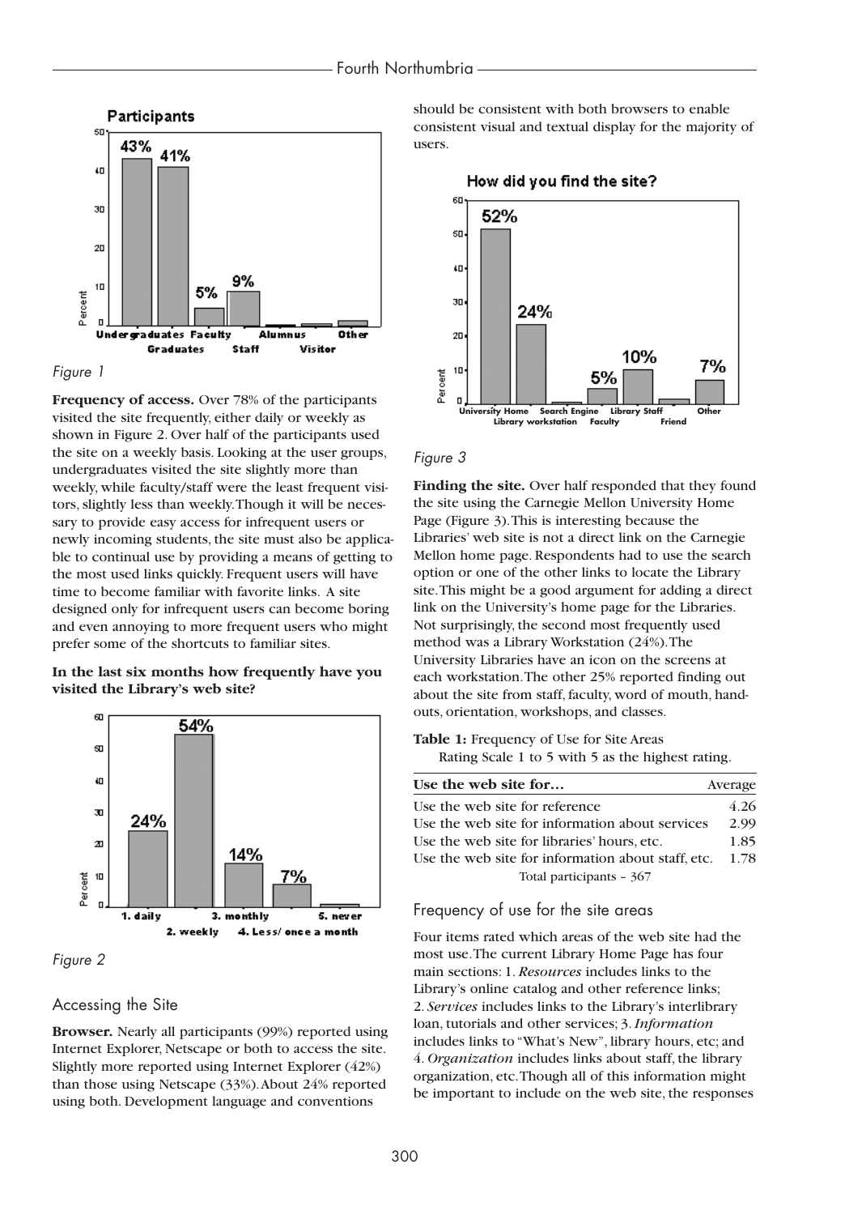*Figure 1*

**Frequency of access.** Over 78% of the participants visited the site frequently, either daily or weekly as shown in Figure 2. Over half of the participants used the site on a weekly basis. Looking at the user groups, undergraduates visited the site slightly more than weekly, while faculty/staff were the least frequent visitors, slightly less than weekly. Though it will be necessary to provide easy access for infrequent users or newly incoming students, the site must also be applicable to continual use by providing a means of getting to the most used links quickly. Frequent users will have time to become familiar with favorite links. A site designed only for infrequent users can become boring and even annoying to more frequent users who might prefer some of the shortcuts to familiar sites.

**In the last six months how frequently have you visited the Library's web site?**

*Figure 2*

## Accessing the Site

**Browser.** Nearly all participants (99%) reported using Internet Explorer, Netscape or both to access the site. Slightly more reported using Internet Explorer (42%) than those using Netscape (33%). About 24% reported using both. Development language and conventions should be consistent with both browsers to enable consistent visual and textual display for the majority of users.

*Figure 3*

**Finding the site.** Over half responded that they found the site using the Carnegie Mellon University Home Page (Figure 3). This is interesting because the Libraries' web site is not a direct link on the Carnegie Mellon home page. Respondents had to use the search option or one of the other links to locate the Library site. This might be a good argument for adding a direct link on the University's home page for the Libraries. Not surprisingly, the second most frequently used method was a Library Workstation (24%). The University Libraries have an icon on the screens at each workstation. The other 25% reported finding out about the site from staff, faculty, word of mouth, handouts, orientation, workshops, and classes.

**Table 1:** Frequency of Use for Site Areas
Rating Scale 1 to 5 with 5 as the highest rating.

| Use the web site for… | Average |
|---|---|
| Use the web site for reference | 4.26 |
| Use the web site for information about services | 2.99 |
| Use the web site for libraries' hours, etc. | 1.85 |
| Use the web site for information about staff, etc. | 1.78 |
| Total participants – 367 | |

## Frequency of use for the site areas

Four items rated which areas of the web site had the most use. The current Library Home Page has four main sections: 1. *Resources* includes links to the Library's online catalog and other reference links; 2. *Services* includes links to the Library's interlibrary loan, tutorials and other services; 3. *Information* includes links to "What's New", library hours, etc; and 4. *Organization* includes links about staff, the library organization, etc. Though all of this information might be important to include on the web site, the responses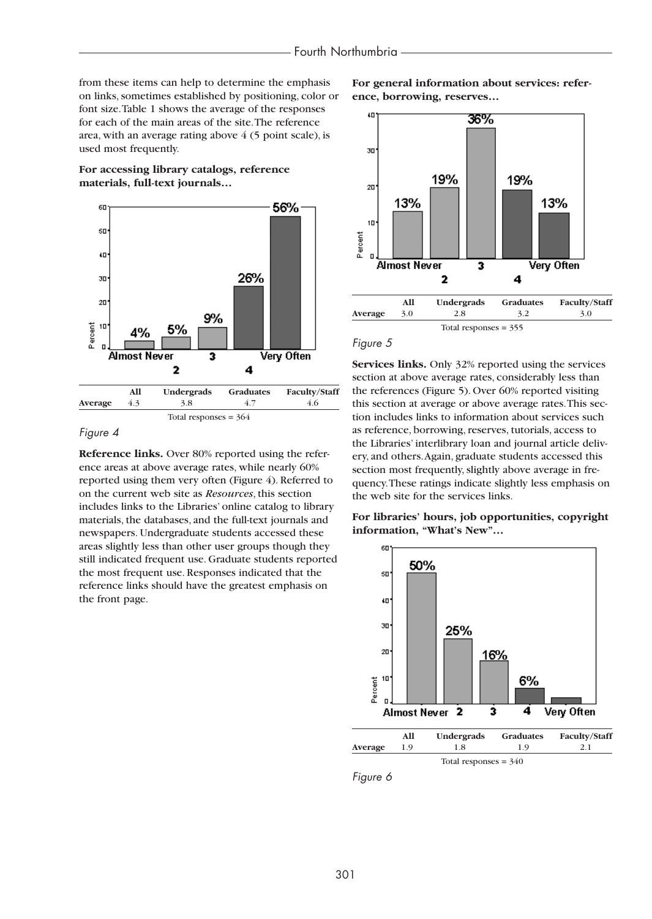from these items can help to determine the emphasis on links, sometimes established by positioning, color or font size. Table 1 shows the average of the responses for each of the main areas of the site. The reference area, with an average rating above 4 (5 point scale), is used most frequently.

**For accessing library catalogs, reference materials, full-text journals…**

| | All | Undergrads | Graduates | Faculty/Staff |
|---|---|---|---|---|
| Average | 4.3 | 3.8 | 4.7 | 4.6 |

Total responses = 364

*Figure 4*

**Reference links.** Over 80% reported using the reference areas at above average rates, while nearly 60% reported using them very often (Figure 4). Referred to on the current web site as *Resources*, this section includes links to the Libraries' online catalog to library materials, the databases, and the full-text journals and newspapers. Undergraduate students accessed these areas slightly less than other user groups though they still indicated frequent use. Graduate students reported the most frequent use. Responses indicated that the reference links should have the greatest emphasis on the front page.

**For general information about services: reference, borrowing, reserves…**

| | All | Undergrads | Graduates | Faculty/Staff |
|---|---|---|---|---|
| Average | 3.0 | 2.8 | 3.2 | 3.0 |

Total responses = 355

*Figure 5*

**Services links.** Only 32% reported using the services section at above average rates, considerably less than the references (Figure 5). Over 60% reported visiting this section at average or above average rates. This section includes links to information about services such as reference, borrowing, reserves, tutorials, access to the Libraries' interlibrary loan and journal article delivery, and others. Again, graduate students accessed this section most frequently, slightly above average in frequency. These ratings indicate slightly less emphasis on the web site for the services links.

**For libraries' hours, job opportunities, copyright information, "What's New"…**

| | All | Undergrads | Graduates | Faculty/Staff |
|---|---|---|---|---|
| Average | 1.9 | 1.8 | 1.9 | 2.1 |

Total responses = 340

*Figure 6*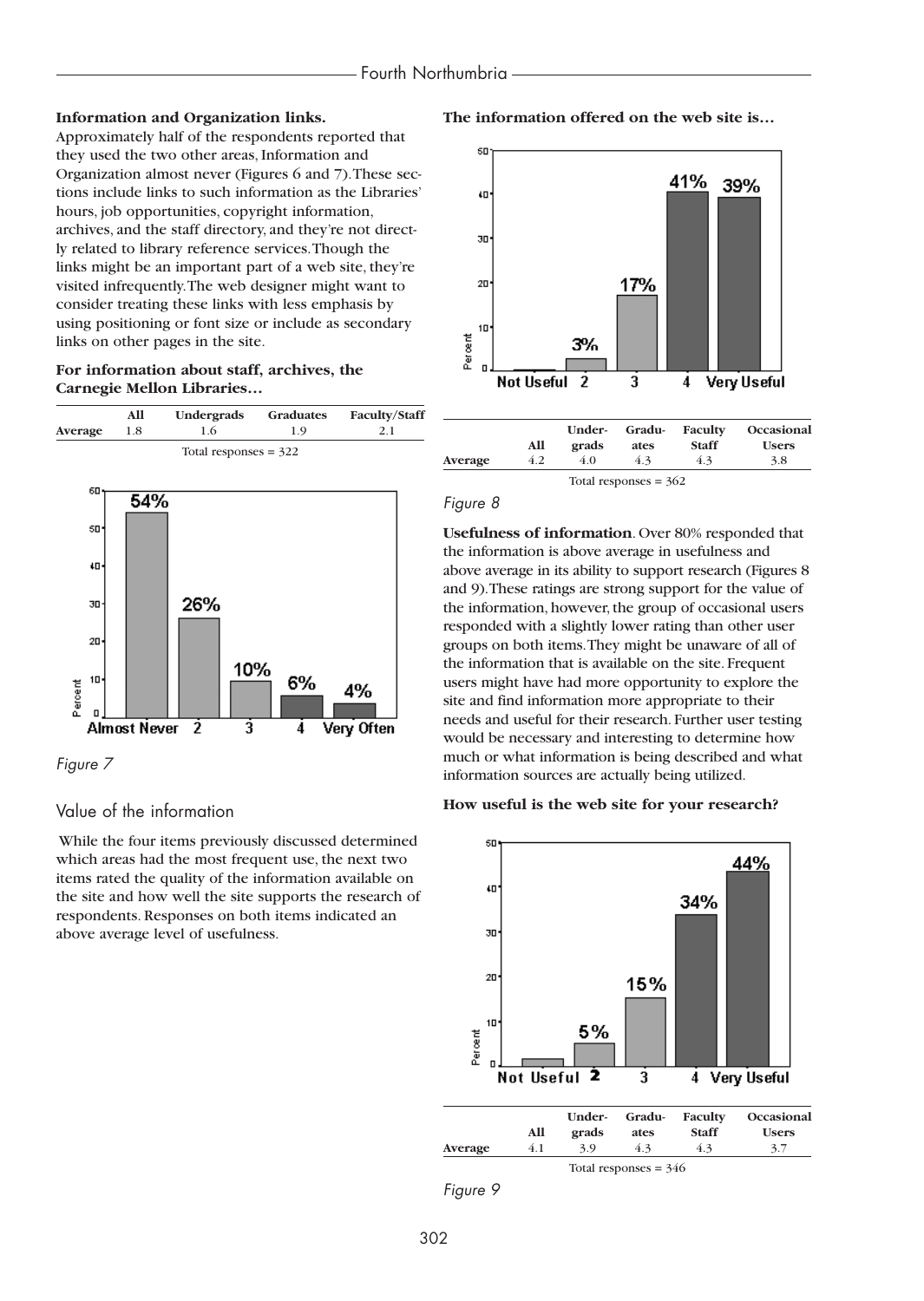**Information and Organization links.** Approximately half of the respondents reported that they used the two other areas, Information and Organization almost never (Figures 6 and 7). These sections include links to such information as the Libraries' hours, job opportunities, copyright information, archives, and the staff directory, and they're not directly related to library reference services. Though the links might be an important part of a web site, they're visited infrequently. The web designer might want to consider treating these links with less emphasis by using positioning or font size or include as secondary links on other pages in the site.

**For information about staff, archives, the Carnegie Mellon Libraries…**

| | All | Undergrads | Graduates | Faculty/Staff |
|---|---|---|---|---|
| **Average** | 1.8 | 1.6 | 1.9 | 2.1 |

Total responses = 322

*Figure 7*

## Value of the information

While the four items previously discussed determined which areas had the most frequent use, the next two items rated the quality of the information available on the site and how well the site supports the research of respondents. Responses on both items indicated an above average level of usefulness.

**The information offered on the web site is…**

| | All | Undergrads | Graduates | Faculty Staff | Occasional Users |
|---|---|---|---|---|---|
| **Average** | 4.2 | 4.0 | 4.3 | 4.3 | 3.8 |

Total responses = 362

*Figure 8*

**Usefulness of information**. Over 80% responded that the information is above average in usefulness and above average in its ability to support research (Figures 8 and 9). These ratings are strong support for the value of the information, however, the group of occasional users responded with a slightly lower rating than other user groups on both items. They might be unaware of all of the information that is available on the site. Frequent users might have had more opportunity to explore the site and find information more appropriate to their needs and useful for their research. Further user testing would be necessary and interesting to determine how much or what information is being described and what information sources are actually being utilized.

**How useful is the web site for your research?**

| | All | Undergrads | Graduates | Faculty Staff | Occasional Users |
|---|---|---|---|---|---|
| **Average** | 4.1 | 3.9 | 4.3 | 4.3 | 3.7 |

Total responses = 346

*Figure 9*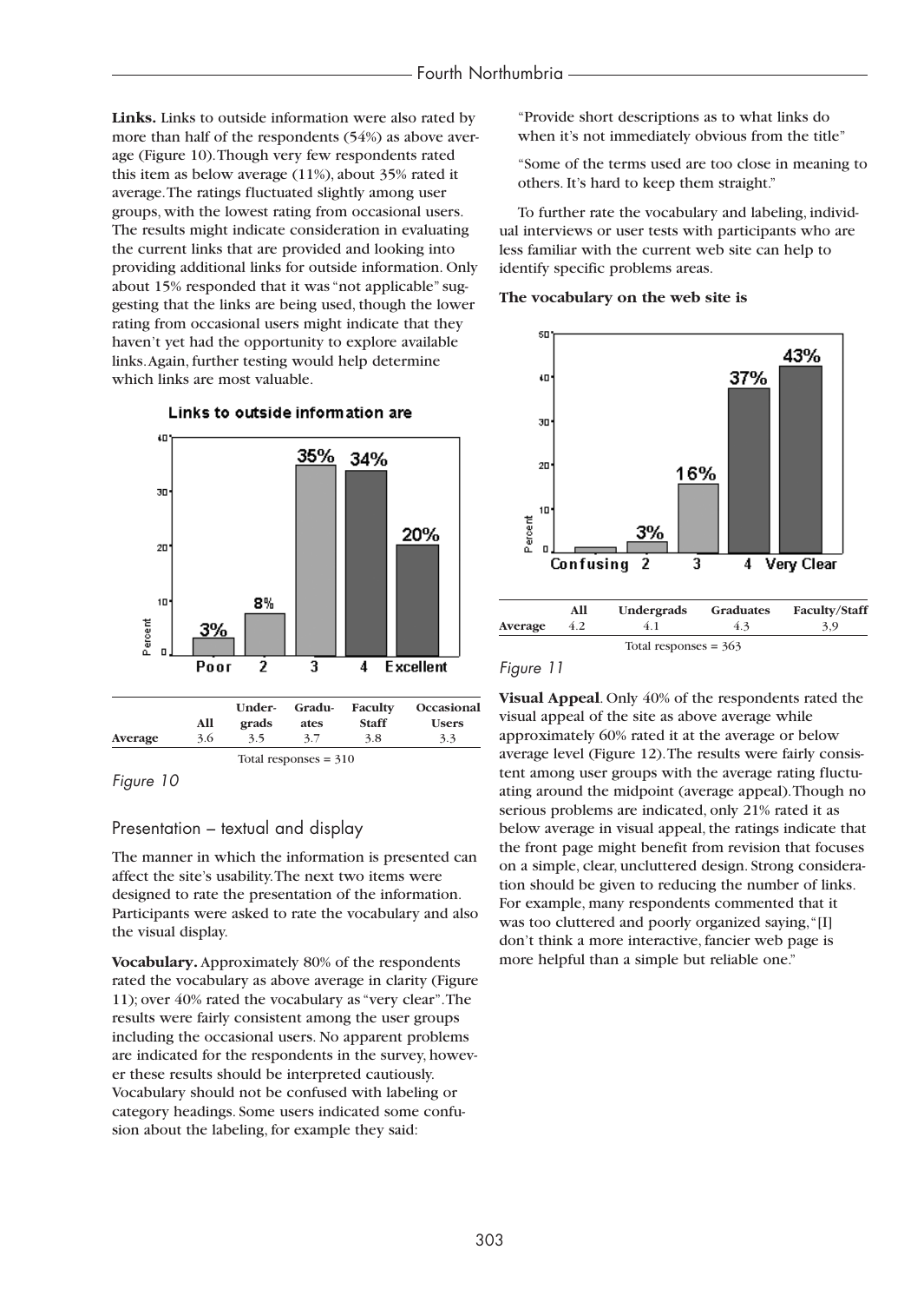**Links.** Links to outside information were also rated by more than half of the respondents (54%) as above average (Figure 10). Though very few respondents rated this item as below average (11%), about 35% rated it average. The ratings fluctuated slightly among user groups, with the lowest rating from occasional users. The results might indicate consideration in evaluating the current links that are provided and looking into providing additional links for outside information. Only about 15% responded that it was "not applicable" suggesting that the links are being used, though the lower rating from occasional users might indicate that they haven't yet had the opportunity to explore available links. Again, further testing would help determine which links are most valuable.

**Links to outside information are**

| | All | Under-grads | Gradu-ates | Faculty Staff | Occasional Users |
|---|---|---|---|---|---|
| Average | 3.6 | 3.5 | 3.7 | 3.8 | 3.3 |

Total responses = 310

*Figure 10*

## Presentation – textual and display

The manner in which the information is presented can affect the site's usability. The next two items were designed to rate the presentation of the information. Participants were asked to rate the vocabulary and also the visual display.

**Vocabulary.** Approximately 80% of the respondents rated the vocabulary as above average in clarity (Figure 11); over 40% rated the vocabulary as "very clear". The results were fairly consistent among the user groups including the occasional users. No apparent problems are indicated for the respondents in the survey, however these results should be interpreted cautiously. Vocabulary should not be confused with labeling or category headings. Some users indicated some confusion about the labeling, for example they said:

"Provide short descriptions as to what links do when it's not immediately obvious from the title"

"Some of the terms used are too close in meaning to others. It's hard to keep them straight."

To further rate the vocabulary and labeling, individual interviews or user tests with participants who are less familiar with the current web site can help to identify specific problems areas.

**The vocabulary on the web site is**

| | All | Undergrads | Graduates | Faculty/Staff |
|---|---|---|---|---|
| Average | 4.2 | 4.1 | 4.3 | 3.9 |

Total responses = 363

*Figure 11*

**Visual Appeal**. Only 40% of the respondents rated the visual appeal of the site as above average while approximately 60% rated it at the average or below average level (Figure 12). The results were fairly consistent among user groups with the average rating fluctuating around the midpoint (average appeal). Though no serious problems are indicated, only 21% rated it as below average in visual appeal, the ratings indicate that the front page might benefit from revision that focuses on a simple, clear, uncluttered design. Strong consideration should be given to reducing the number of links. For example, many respondents commented that it was too cluttered and poorly organized saying, "[I] don't think a more interactive, fancier web page is more helpful than a simple but reliable one."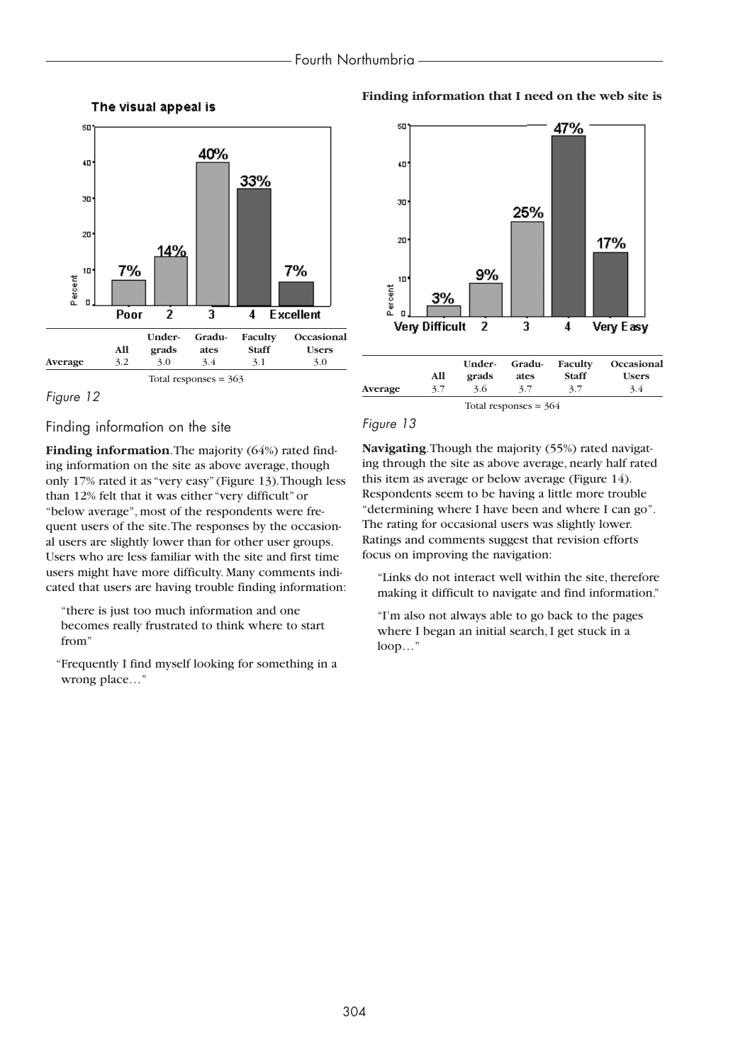**The visual appeal is**

| | All | Under-grads | Gradu-ates | Faculty Staff | Occasional Users |
|---|---|---|---|---|---|
| Average | 3.2 | 3.0 | 3.4 | 3.1 | 3.0 |

Total responses = 363

*Figure 12*

## Finding information on the site

**Finding information**. The majority (64%) rated finding information on the site as above average, though only 17% rated it as "very easy" (Figure 13). Though less than 12% felt that it was either "very difficult" or "below average", most of the respondents were frequent users of the site. The responses by the occasional users are slightly lower than for other user groups. Users who are less familiar with the site and first time users might have more difficulty. Many comments indicated that users are having trouble finding information:

> "there is just too much information and one becomes really frustrated to think where to start from"

> "Frequently I find myself looking for something in a wrong place…"

**Finding information that I need on the web site is**

| | All | Under-grads | Gradu-ates | Faculty Staff | Occasional Users |
|---|---|---|---|---|---|
| Average | 3.7 | 3.6 | 3.7 | 3.7 | 3.4 |

Total responses = 364

*Figure 13*

**Navigating**. Though the majority (55%) rated navigating through the site as above average, nearly half rated this item as average or below average (Figure 14). Respondents seem to be having a little more trouble "determining where I have been and where I can go". The rating for occasional users was slightly lower. Ratings and comments suggest that revision efforts focus on improving the navigation:

> "Links do not interact well within the site, therefore making it difficult to navigate and find information."

> "I'm also not always able to go back to the pages where I began an initial search, I get stuck in a loop…"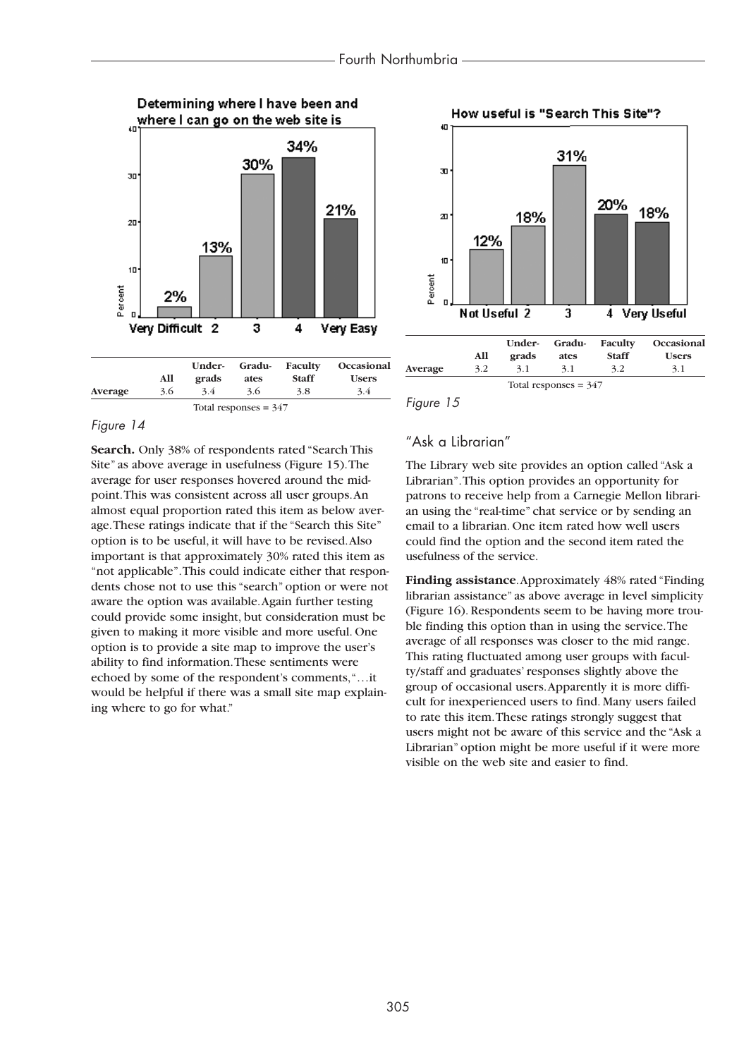Determining where I have been and where I can go on the web site is

|  | All | Under-grads | Gradu-ates | Faculty Staff | Occasional Users |
|---|---|---|---|---|---|
| Average | 3.6 | 3.4 | 3.6 | 3.8 | 3.4 |

Total responses = 347

*Figure 14*

**Search.** Only 38% of respondents rated "Search This Site" as above average in usefulness (Figure 15). The average for user responses hovered around the midpoint. This was consistent across all user groups. An almost equal proportion rated this item as below average. These ratings indicate that if the "Search this Site" option is to be useful, it will have to be revised. Also important is that approximately 30% rated this item as "not applicable". This could indicate either that respondents chose not to use this "search" option or were not aware the option was available. Again further testing could provide some insight, but consideration must be given to making it more visible and more useful. One option is to provide a site map to improve the user's ability to find information. These sentiments were echoed by some of the respondent's comments, "…it would be helpful if there was a small site map explaining where to go for what."

How useful is "Search This Site"?

|  | All | Under-grads | Gradu-ates | Faculty Staff | Occasional Users |
|---|---|---|---|---|---|
| Average | 3.2 | 3.1 | 3.1 | 3.2 | 3.1 |

Total responses = 347

*Figure 15*

## "Ask a Librarian"

The Library web site provides an option called "Ask a Librarian". This option provides an opportunity for patrons to receive help from a Carnegie Mellon librarian using the "real-time" chat service or by sending an email to a librarian. One item rated how well users could find the option and the second item rated the usefulness of the service.

**Finding assistance.** Approximately 48% rated "Finding librarian assistance" as above average in level simplicity (Figure 16). Respondents seem to be having more trouble finding this option than in using the service. The average of all responses was closer to the mid range. This rating fluctuated among user groups with faculty/staff and graduates' responses slightly above the group of occasional users. Apparently it is more difficult for inexperienced users to find. Many users failed to rate this item. These ratings strongly suggest that users might not be aware of this service and the "Ask a Librarian" option might be more useful if it were more visible on the web site and easier to find.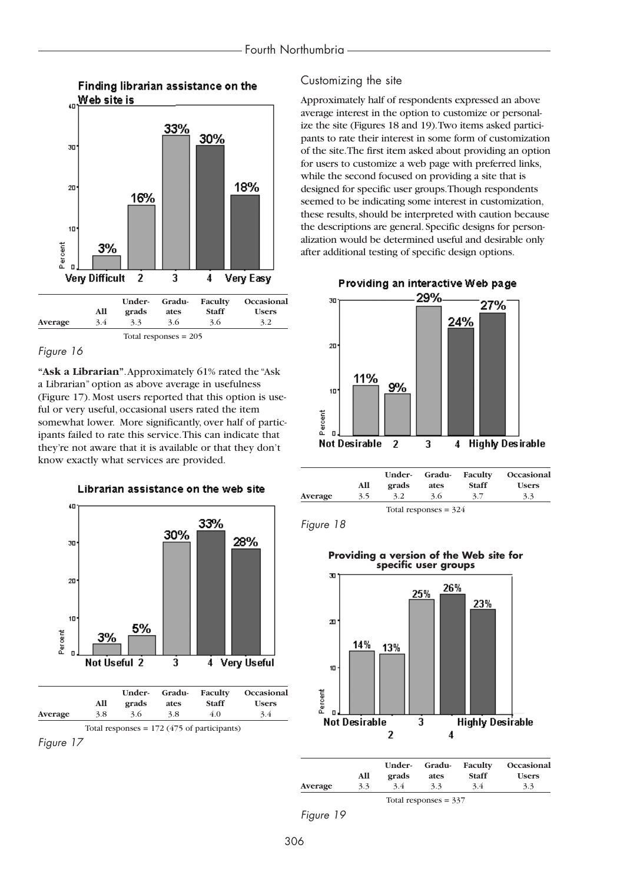**Finding librarian assistance on the Web site is**

|  | All | Under-grads | Gradu-ates | Faculty Staff | Occasional Users |
|---|---|---|---|---|---|
| Average | 3.4 | 3.3 | 3.6 | 3.6 | 3.2 |

Total responses = 205

*Figure 16*

**"Ask a Librarian"**. Approximately 61% rated the "Ask a Librarian" option as above average in usefulness (Figure 17). Most users reported that this option is useful or very useful, occasional users rated the item somewhat lower. More significantly, over half of participants failed to rate this service. This can indicate that they're not aware that it is available or that they don't know exactly what services are provided.

**Librarian assistance on the web site**

|  | All | Under-grads | Gradu-ates | Faculty Staff | Occasional Users |
|---|---|---|---|---|---|
| Average | 3.8 | 3.6 | 3.8 | 4.0 | 3.4 |

Total responses = 172 (475 of participants)

*Figure 17*

## Customizing the site

Approximately half of respondents expressed an above average interest in the option to customize or personalize the site (Figures 18 and 19). Two items asked participants to rate their interest in some form of customization of the site. The first item asked about providing an option for users to customize a web page with preferred links, while the second focused on providing a site that is designed for specific user groups. Though respondents seemed to be indicating some interest in customization, these results, should be interpreted with caution because the descriptions are general. Specific designs for personalization would be determined useful and desirable only after additional testing of specific design options.

**Providing an interactive Web page**

|  | All | Under-grads | Gradu-ates | Faculty Staff | Occasional Users |
|---|---|---|---|---|---|
| Average | 3.5 | 3.2 | 3.6 | 3.7 | 3.3 |

Total responses = 324

*Figure 18*

**Providing a version of the Web site for specific user groups**

|  | All | Under-grads | Gradu-ates | Faculty Staff | Occasional Users |
|---|---|---|---|---|---|
| Average | 3.3 | 3.4 | 3.3 | 3.4 | 3.3 |

Total responses = 337

*Figure 19*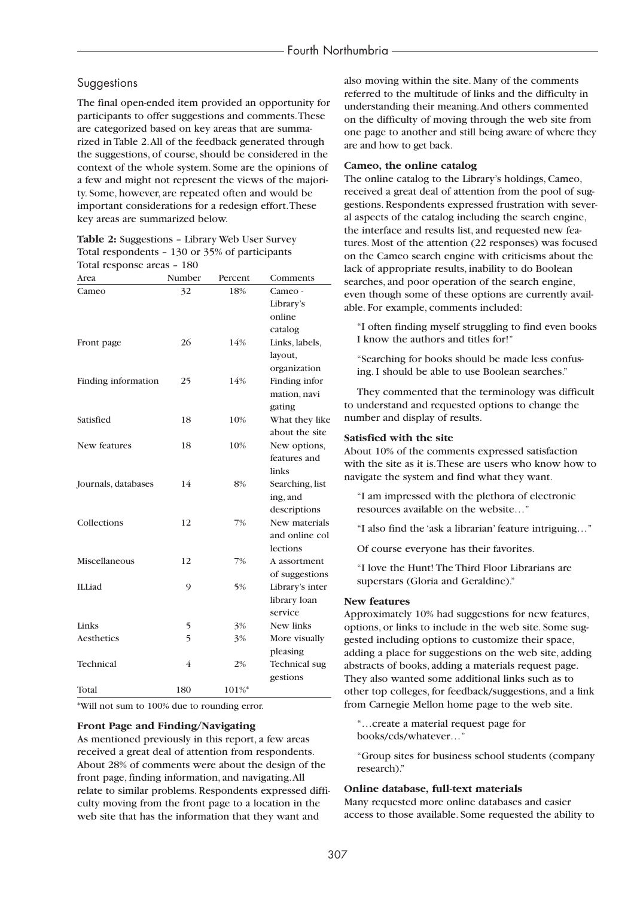### Suggestions

The final open-ended item provided an opportunity for participants to offer suggestions and comments. These are categorized based on key areas that are summarized in Table 2. All of the feedback generated through the suggestions, of course, should be considered in the context of the whole system. Some are the opinions of a few and might not represent the views of the majority. Some, however, are repeated often and would be important considerations for a redesign effort. These key areas are summarized below.

**Table 2:** Suggestions – Library Web User Survey
Total respondents – 130 or 35% of participants
Total response areas – 180

| Area | Number | Percent | Comments |
|---|---|---|---|
| Cameo | 32 | 18% | Cameo - Library's online catalog |
| Front page | 26 | 14% | Links, labels, layout, organization |
| Finding information | 25 | 14% | Finding information, navigating |
| Satisfied | 18 | 10% | What they like about the site |
| New features | 18 | 10% | New options, features and links |
| Journals, databases | 14 | 8% | Searching, listing, and descriptions |
| Collections | 12 | 7% | New materials and online collections |
| Miscellaneous | 12 | 7% | A assortment of suggestions |
| ILLiad | 9 | 5% | Library's interlibrary loan service |
| Links | 5 | 3% | New links |
| Aesthetics | 5 | 3% | More visually pleasing |
| Technical | 4 | 2% | Technical suggestions |
| Total | 180 | 101%* | |

*Will not sum to 100% due to rounding error.

**Front Page and Finding/Navigating**

As mentioned previously in this report, a few areas received a great deal of attention from respondents. About 28% of comments were about the design of the front page, finding information, and navigating. All relate to similar problems. Respondents expressed difficulty moving from the front page to a location in the web site that has the information that they want and also moving within the site. Many of the comments referred to the multitude of links and the difficulty in understanding their meaning. And others commented on the difficulty of moving through the web site from one page to another and still being aware of where they are and how to get back.

**Cameo, the online catalog**

The online catalog to the Library's holdings, Cameo, received a great deal of attention from the pool of suggestions. Respondents expressed frustration with several aspects of the catalog including the search engine, the interface and results list, and requested new features. Most of the attention (22 responses) was focused on the Cameo search engine with criticisms about the lack of appropriate results, inability to do Boolean searches, and poor operation of the search engine, even though some of these options are currently available. For example, comments included:

> "I often finding myself struggling to find even books I know the authors and titles for!"

> "Searching for books should be made less confusing. I should be able to use Boolean searches."

They commented that the terminology was difficult to understand and requested options to change the number and display of results.

**Satisfied with the site**

About 10% of the comments expressed satisfaction with the site as it is. These are users who know how to navigate the system and find what they want.

> "I am impressed with the plethora of electronic resources available on the website…"

> "I also find the 'ask a librarian' feature intriguing…"

Of course everyone has their favorites.

> "I love the Hunt! The Third Floor Librarians are superstars (Gloria and Geraldine)."

**New features**

Approximately 10% had suggestions for new features, options, or links to include in the web site. Some suggested including options to customize their space, adding a place for suggestions on the web site, adding abstracts of books, adding a materials request page. They also wanted some additional links such as to other top colleges, for feedback/suggestions, and a link from Carnegie Mellon home page to the web site.

> "…create a material request page for books/cds/whatever…"

> "Group sites for business school students (company research)."

**Online database, full-text materials**

Many requested more online databases and easier access to those available. Some requested the ability to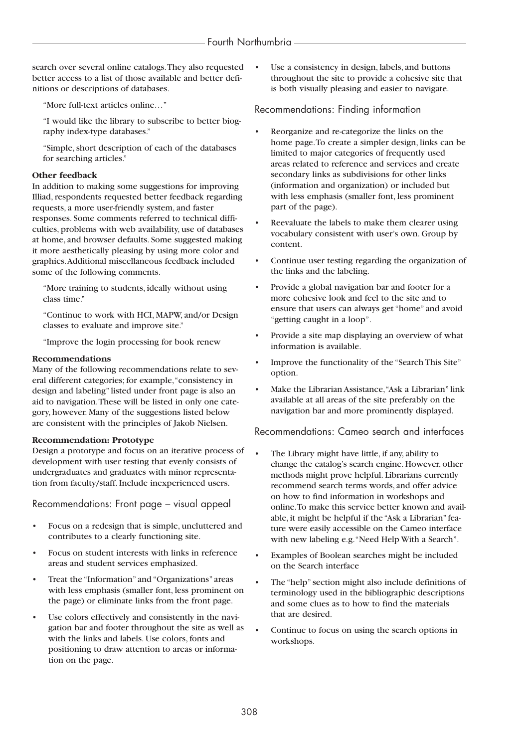search over several online catalogs. They also requested better access to a list of those available and better definitions or descriptions of databases.

> "More full-text articles online…"

> "I would like the library to subscribe to better biography index-type databases."

> "Simple, short description of each of the databases for searching articles."

**Other feedback**

In addition to making some suggestions for improving Illiad, respondents requested better feedback regarding requests, a more user-friendly system, and faster responses. Some comments referred to technical difficulties, problems with web availability, use of databases at home, and browser defaults. Some suggested making it more aesthetically pleasing by using more color and graphics. Additional miscellaneous feedback included some of the following comments.

> "More training to students, ideally without using class time."

> "Continue to work with HCI, MAPW, and/or Design classes to evaluate and improve site."

> "Improve the login processing for book renew

**Recommendations**

Many of the following recommendations relate to several different categories; for example, "consistency in design and labeling" listed under front page is also an aid to navigation. These will be listed in only one category, however. Many of the suggestions listed below are consistent with the principles of Jakob Nielsen.

**Recommendation: Prototype**

Design a prototype and focus on an iterative process of development with user testing that evenly consists of undergraduates and graduates with minor representation from faculty/staff. Include inexperienced users.

## Recommendations: Front page – visual appeal

- Focus on a redesign that is simple, uncluttered and contributes to a clearly functioning site.
- Focus on student interests with links in reference areas and student services emphasized.
- Treat the "Information" and "Organizations" areas with less emphasis (smaller font, less prominent on the page) or eliminate links from the front page.
- Use colors effectively and consistently in the navigation bar and footer throughout the site as well as with the links and labels. Use colors, fonts and positioning to draw attention to areas or information on the page.
- Use a consistency in design, labels, and buttons throughout the site to provide a cohesive site that is both visually pleasing and easier to navigate.

## Recommendations: Finding information

- Reorganize and re-categorize the links on the home page. To create a simpler design, links can be limited to major categories of frequently used areas related to reference and services and create secondary links as subdivisions for other links (information and organization) or included but with less emphasis (smaller font, less prominent part of the page).
- Reevaluate the labels to make them clearer using vocabulary consistent with user's own. Group by content.
- Continue user testing regarding the organization of the links and the labeling.
- Provide a global navigation bar and footer for a more cohesive look and feel to the site and to ensure that users can always get "home" and avoid "getting caught in a loop".
- Provide a site map displaying an overview of what information is available.
- Improve the functionality of the "Search This Site" option.
- Make the Librarian Assistance, "Ask a Librarian" link available at all areas of the site preferably on the navigation bar and more prominently displayed.

## Recommendations: Cameo search and interfaces

- The Library might have little, if any, ability to change the catalog's search engine. However, other methods might prove helpful. Librarians currently recommend search terms words, and offer advice on how to find information in workshops and online. To make this service better known and available, it might be helpful if the "Ask a Librarian" feature were easily accessible on the Cameo interface with new labeling e.g. "Need Help With a Search".
- Examples of Boolean searches might be included on the Search interface
- The "help" section might also include definitions of terminology used in the bibliographic descriptions and some clues as to how to find the materials that are desired.
- Continue to focus on using the search options in workshops.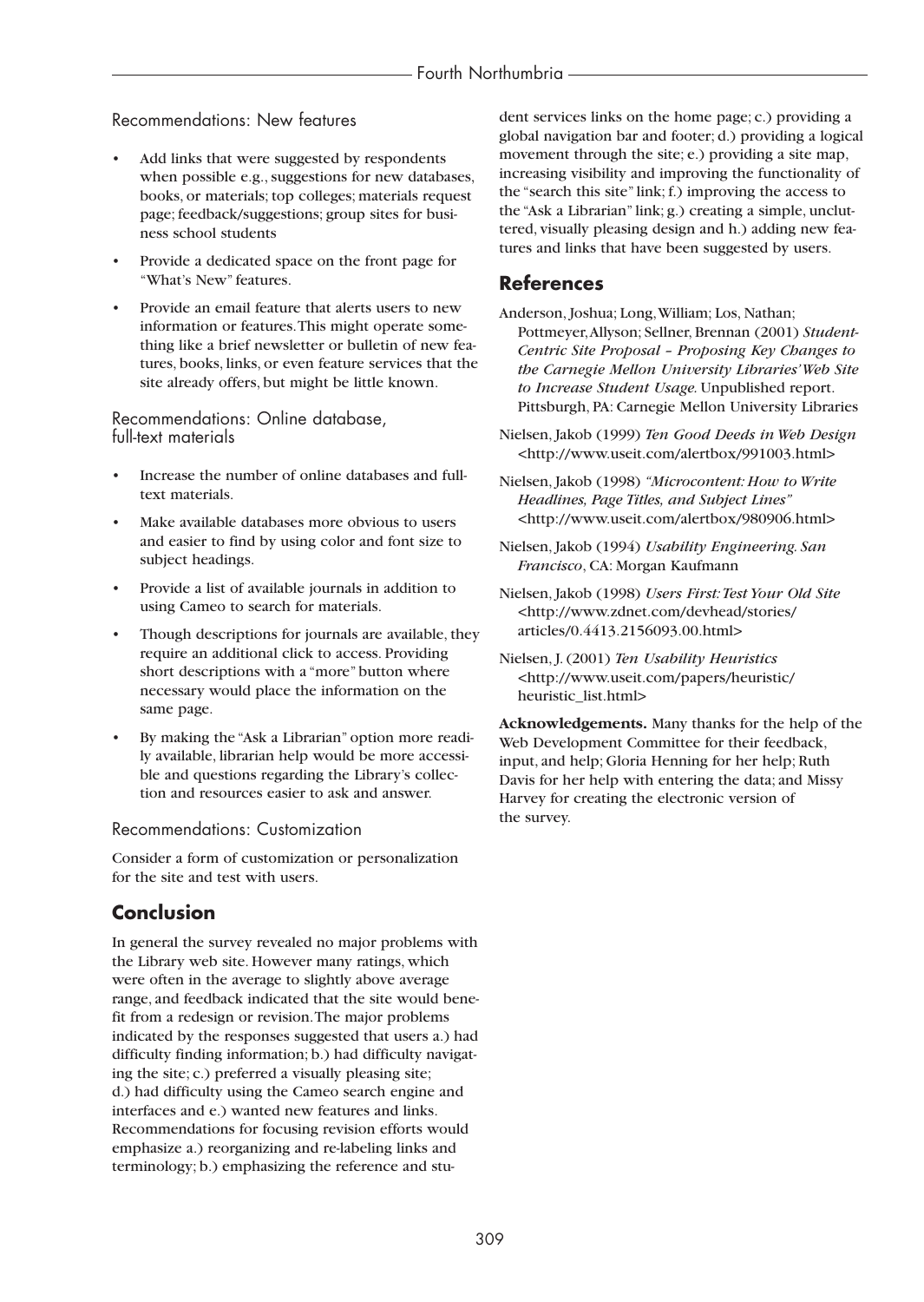Recommendations: New features

- Add links that were suggested by respondents when possible e.g., suggestions for new databases, books, or materials; top colleges; materials request page; feedback/suggestions; group sites for business school students
- Provide a dedicated space on the front page for "What's New" features.
- Provide an email feature that alerts users to new information or features. This might operate something like a brief newsletter or bulletin of new features, books, links, or even feature services that the site already offers, but might be little known.

Recommendations: Online database, full-text materials

- Increase the number of online databases and full-text materials.
- Make available databases more obvious to users and easier to find by using color and font size to subject headings.
- Provide a list of available journals in addition to using Cameo to search for materials.
- Though descriptions for journals are available, they require an additional click to access. Providing short descriptions with a "more" button where necessary would place the information on the same page.
- By making the "Ask a Librarian" option more readily available, librarian help would be more accessible and questions regarding the Library's collection and resources easier to ask and answer.

Recommendations: Customization

Consider a form of customization or personalization for the site and test with users.

## Conclusion

In general the survey revealed no major problems with the Library web site. However many ratings, which were often in the average to slightly above average range, and feedback indicated that the site would benefit from a redesign or revision. The major problems indicated by the responses suggested that users a.) had difficulty finding information; b.) had difficulty navigating the site; c.) preferred a visually pleasing site; d.) had difficulty using the Cameo search engine and interfaces and e.) wanted new features and links. Recommendations for focusing revision efforts would emphasize a.) reorganizing and re-labeling links and terminology; b.) emphasizing the reference and student services links on the home page; c.) providing a global navigation bar and footer; d.) providing a logical movement through the site; e.) providing a site map, increasing visibility and improving the functionality of the "search this site" link; f.) improving the access to the "Ask a Librarian" link; g.) creating a simple, uncluttered, visually pleasing design and h.) adding new features and links that have been suggested by users.

## References

Anderson, Joshua; Long, William; Los, Nathan; Pottmeyer, Allyson; Sellner, Brennan (2001) *Student-Centric Site Proposal – Proposing Key Changes to the Carnegie Mellon University Libraries' Web Site to Increase Student Usage.* Unpublished report. Pittsburgh, PA: Carnegie Mellon University Libraries

Nielsen, Jakob (1999) *Ten Good Deeds in Web Design* <http://www.useit.com/alertbox/991003.html>

Nielsen, Jakob (1998) *"Microcontent: How to Write Headlines, Page Titles, and Subject Lines"* <http://www.useit.com/alertbox/980906.html>

Nielsen, Jakob (1994) *Usability Engineering. San Francisco*, CA: Morgan Kaufmann

Nielsen, Jakob (1998) *Users First: Test Your Old Site* <http://www.zdnet.com/devhead/stories/articles/0.4413.2156093.00.html>

Nielsen, J. (2001) *Ten Usability Heuristics* <http://www.useit.com/papers/heuristic/heuristic_list.html>

**Acknowledgements.** Many thanks for the help of the Web Development Committee for their feedback, input, and help; Gloria Henning for her help; Ruth Davis for her help with entering the data; and Missy Harvey for creating the electronic version of the survey.